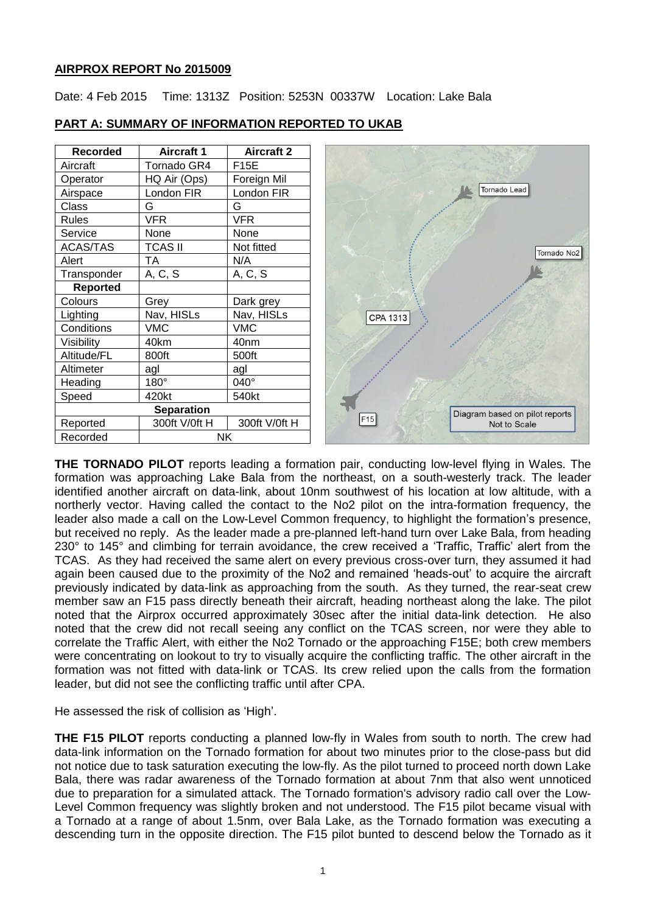## AIRPROX REPORT No 2015009

Date: 4 Feb 2015 Time: 1313Z Position: 5253N 00337W Location: Lake Bala

### PART A: SUMMARY OF INFORMATION REPORTED TO UKAB

| Recorded | Aircraft 1 | Aircraft 2 |
| --- | --- | --- |
| Aircraft | Tornado GR4 | F15E |
| Operator | HQ Air (Ops) | Foreign Mil |
| Airspace | London FIR | London FIR |
| Class | G | G |
| Rules | VFR | VFR |
| Service | None | None |
| ACAS/TAS | TCAS II | Not fitted |
| Alert | TA | N/A |
| Transponder | A, C, S | A, C, S |
| **Reported** | | |
| Colours | Grey | Dark grey |
| Lighting | Nav, HISLs | Nav, HISLs |
| Conditions | VMC | VMC |
| Visibility | 40km | 40nm |
| Altitude/FL | 800ft | 500ft |
| Altimeter | agl | agl |
| Heading | 180° | 040° |
| Speed | 420kt | 540kt |
| **Separation** | | |
| Reported | 300ft V/0ft H | 300ft V/0ft H |
| Recorded | NK | |

Tornado Lead

Tornado No2

CPA 1313

F15

Diagram based on pilot reports Not to Scale

**THE TORNADO PILOT** reports leading a formation pair, conducting low-level flying in Wales. The formation was approaching Lake Bala from the northeast, on a south-westerly track. The leader identified another aircraft on data-link, about 10nm southwest of his location at low altitude, with a northerly vector. Having called the contact to the No2 pilot on the intra-formation frequency, the leader also made a call on the Low-Level Common frequency, to highlight the formation's presence, but received no reply. As the leader made a pre-planned left-hand turn over Lake Bala, from heading 230° to 145° and climbing for terrain avoidance, the crew received a 'Traffic, Traffic' alert from the TCAS. As they had received the same alert on every previous cross-over turn, they assumed it had again been caused due to the proximity of the No2 and remained 'heads-out' to acquire the aircraft previously indicated by data-link as approaching from the south. As they turned, the rear-seat crew member saw an F15 pass directly beneath their aircraft, heading northeast along the lake. The pilot noted that the Airprox occurred approximately 30sec after the initial data-link detection. He also noted that the crew did not recall seeing any conflict on the TCAS screen, nor were they able to correlate the Traffic Alert, with either the No2 Tornado or the approaching F15E; both crew members were concentrating on lookout to try to visually acquire the conflicting traffic. The other aircraft in the formation was not fitted with data-link or TCAS. Its crew relied upon the calls from the formation leader, but did not see the conflicting traffic until after CPA.

He assessed the risk of collision as 'High'.

**THE F15 PILOT** reports conducting a planned low-fly in Wales from south to north. The crew had data-link information on the Tornado formation for about two minutes prior to the close-pass but did not notice due to task saturation executing the low-fly. As the pilot turned to proceed north down Lake Bala, there was radar awareness of the Tornado formation at about 7nm that also went unnoticed due to preparation for a simulated attack. The Tornado formation's advisory radio call over the Low-Level Common frequency was slightly broken and not understood. The F15 pilot became visual with a Tornado at a range of about 1.5nm, over Bala Lake, as the Tornado formation was executing a descending turn in the opposite direction. The F15 pilot bunted to descend below the Tornado as it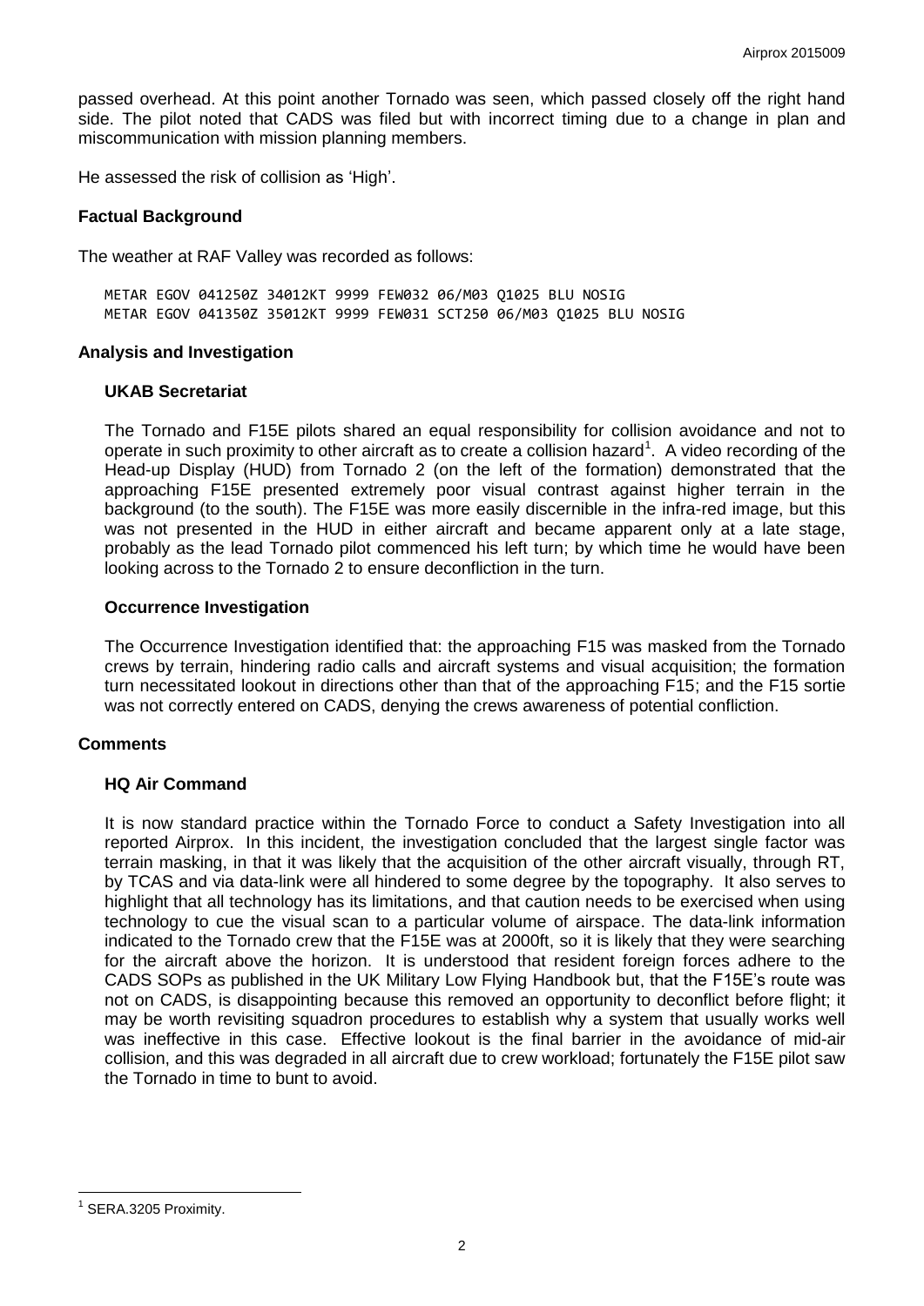passed overhead. At this point another Tornado was seen, which passed closely off the right hand side. The pilot noted that CADS was filed but with incorrect timing due to a change in plan and miscommunication with mission planning members.

He assessed the risk of collision as 'High'.

## Factual Background

The weather at RAF Valley was recorded as follows:

```
METAR EGOV 041250Z 34012KT 9999 FEW032 06/M03 Q1025 BLU NOSIG
METAR EGOV 041350Z 35012KT 9999 FEW031 SCT250 06/M03 Q1025 BLU NOSIG
```

## Analysis and Investigation

### UKAB Secretariat

The Tornado and F15E pilots shared an equal responsibility for collision avoidance and not to operate in such proximity to other aircraft as to create a collision hazard[1]. A video recording of the Head-up Display (HUD) from Tornado 2 (on the left of the formation) demonstrated that the approaching F15E presented extremely poor visual contrast against higher terrain in the background (to the south). The F15E was more easily discernible in the infra-red image, but this was not presented in the HUD in either aircraft and became apparent only at a late stage, probably as the lead Tornado pilot commenced his left turn; by which time he would have been looking across to the Tornado 2 to ensure deconfliction in the turn.

### Occurrence Investigation

The Occurrence Investigation identified that: the approaching F15 was masked from the Tornado crews by terrain, hindering radio calls and aircraft systems and visual acquisition; the formation turn necessitated lookout in directions other than that of the approaching F15; and the F15 sortie was not correctly entered on CADS, denying the crews awareness of potential confliction.

## Comments

### HQ Air Command

It is now standard practice within the Tornado Force to conduct a Safety Investigation into all reported Airprox. In this incident, the investigation concluded that the largest single factor was terrain masking, in that it was likely that the acquisition of the other aircraft visually, through RT, by TCAS and via data-link were all hindered to some degree by the topography. It also serves to highlight that all technology has its limitations, and that caution needs to be exercised when using technology to cue the visual scan to a particular volume of airspace. The data-link information indicated to the Tornado crew that the F15E was at 2000ft, so it is likely that they were searching for the aircraft above the horizon. It is understood that resident foreign forces adhere to the CADS SOPs as published in the UK Military Low Flying Handbook but, that the F15E's route was not on CADS, is disappointing because this removed an opportunity to deconflict before flight; it may be worth revisiting squadron procedures to establish why a system that usually works well was ineffective in this case. Effective lookout is the final barrier in the avoidance of mid-air collision, and this was degraded in all aircraft due to crew workload; fortunately the F15E pilot saw the Tornado in time to bunt to avoid.

---

[1] SERA.3205 Proximity.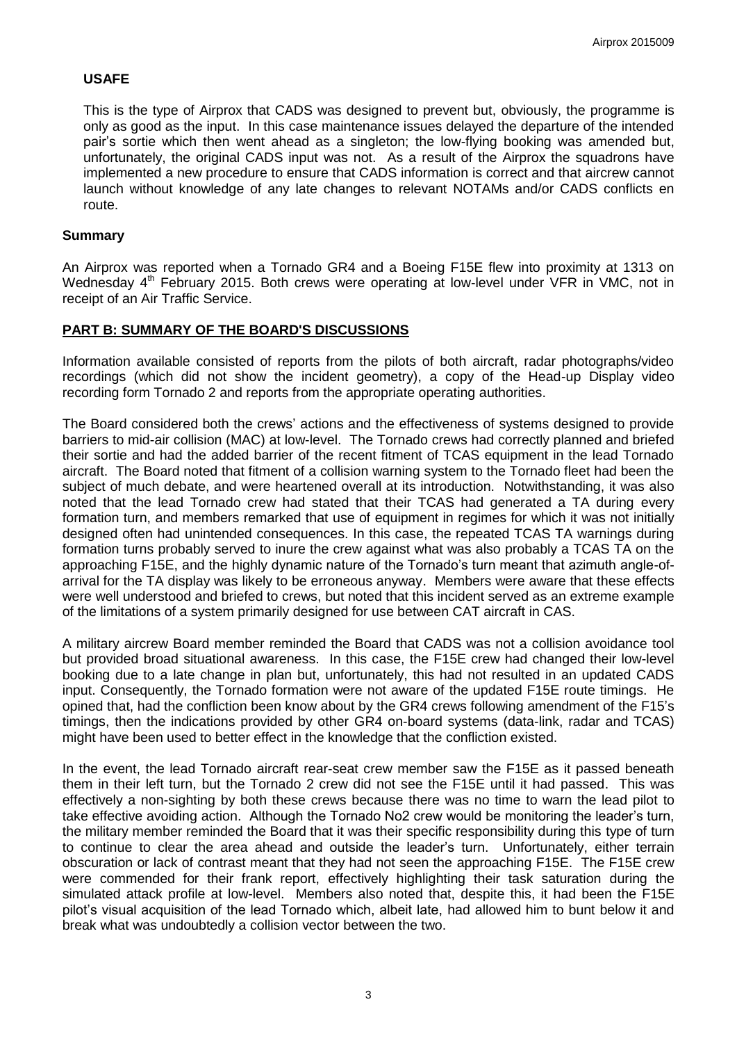## USAFE

This is the type of Airprox that CADS was designed to prevent but, obviously, the programme is only as good as the input. In this case maintenance issues delayed the departure of the intended pair's sortie which then went ahead as a singleton; the low-flying booking was amended but, unfortunately, the original CADS input was not. As a result of the Airprox the squadrons have implemented a new procedure to ensure that CADS information is correct and that aircrew cannot launch without knowledge of any late changes to relevant NOTAMs and/or CADS conflicts en route.

## Summary

An Airprox was reported when a Tornado GR4 and a Boeing F15E flew into proximity at 1313 on Wednesday 4th February 2015. Both crews were operating at low-level under VFR in VMC, not in receipt of an Air Traffic Service.

## PART B: SUMMARY OF THE BOARD'S DISCUSSIONS

Information available consisted of reports from the pilots of both aircraft, radar photographs/video recordings (which did not show the incident geometry), a copy of the Head-up Display video recording form Tornado 2 and reports from the appropriate operating authorities.

The Board considered both the crews' actions and the effectiveness of systems designed to provide barriers to mid-air collision (MAC) at low-level. The Tornado crews had correctly planned and briefed their sortie and had the added barrier of the recent fitment of TCAS equipment in the lead Tornado aircraft. The Board noted that fitment of a collision warning system to the Tornado fleet had been the subject of much debate, and were heartened overall at its introduction. Notwithstanding, it was also noted that the lead Tornado crew had stated that their TCAS had generated a TA during every formation turn, and members remarked that use of equipment in regimes for which it was not initially designed often had unintended consequences. In this case, the repeated TCAS TA warnings during formation turns probably served to inure the crew against what was also probably a TCAS TA on the approaching F15E, and the highly dynamic nature of the Tornado's turn meant that azimuth angle-of-arrival for the TA display was likely to be erroneous anyway. Members were aware that these effects were well understood and briefed to crews, but noted that this incident served as an extreme example of the limitations of a system primarily designed for use between CAT aircraft in CAS.

A military aircrew Board member reminded the Board that CADS was not a collision avoidance tool but provided broad situational awareness. In this case, the F15E crew had changed their low-level booking due to a late change in plan but, unfortunately, this had not resulted in an updated CADS input. Consequently, the Tornado formation were not aware of the updated F15E route timings. He opined that, had the confliction been know about by the GR4 crews following amendment of the F15's timings, then the indications provided by other GR4 on-board systems (data-link, radar and TCAS) might have been used to better effect in the knowledge that the confliction existed.

In the event, the lead Tornado aircraft rear-seat crew member saw the F15E as it passed beneath them in their left turn, but the Tornado 2 crew did not see the F15E until it had passed. This was effectively a non-sighting by both these crews because there was no time to warn the lead pilot to take effective avoiding action. Although the Tornado No2 crew would be monitoring the leader's turn, the military member reminded the Board that it was their specific responsibility during this type of turn to continue to clear the area ahead and outside the leader's turn. Unfortunately, either terrain obscuration or lack of contrast meant that they had not seen the approaching F15E. The F15E crew were commended for their frank report, effectively highlighting their task saturation during the simulated attack profile at low-level. Members also noted that, despite this, it had been the F15E pilot's visual acquisition of the lead Tornado which, albeit late, had allowed him to bunt below it and break what was undoubtedly a collision vector between the two.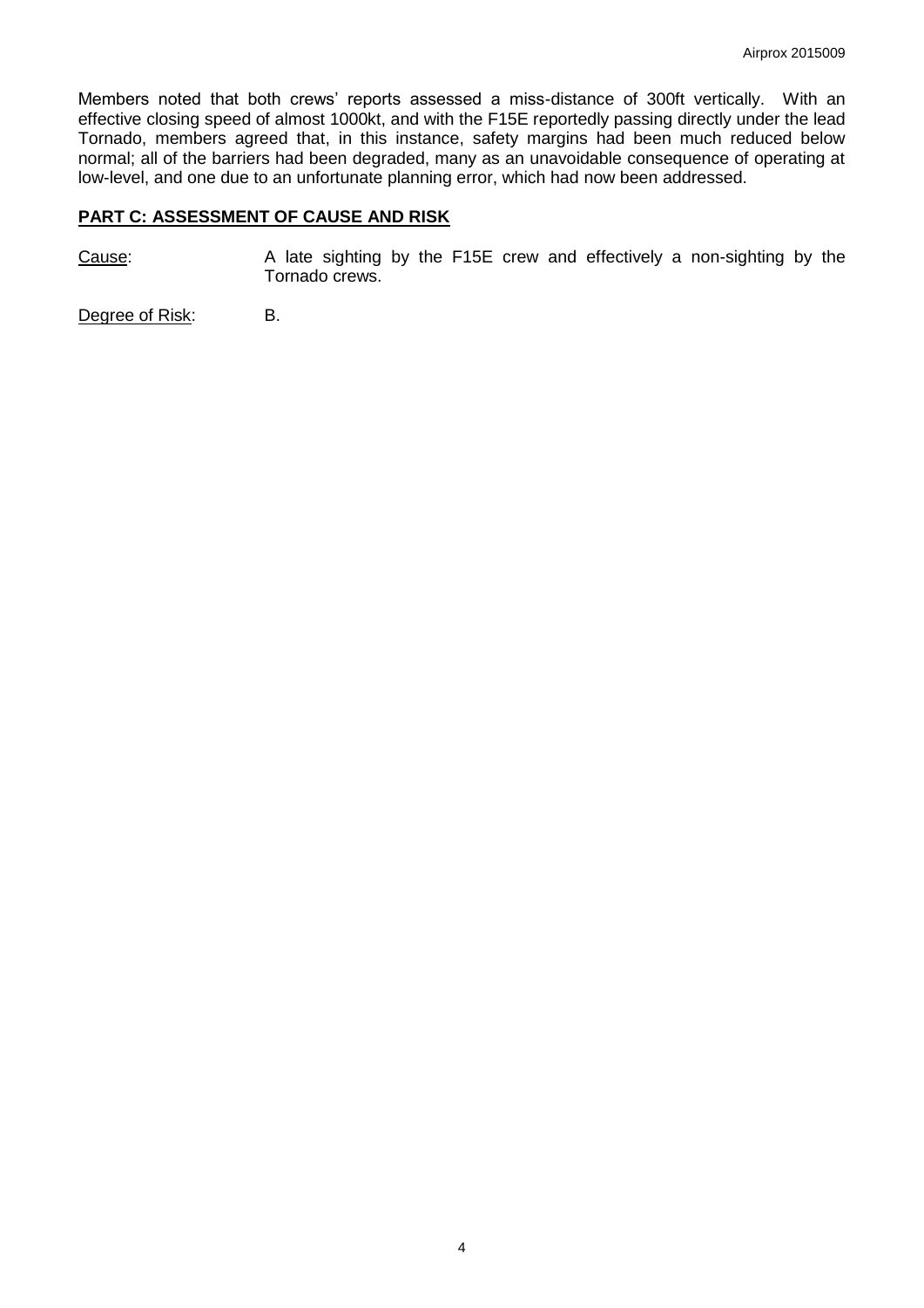Members noted that both crews' reports assessed a miss-distance of 300ft vertically. With an effective closing speed of almost 1000kt, and with the F15E reportedly passing directly under the lead Tornado, members agreed that, in this instance, safety margins had been much reduced below normal; all of the barriers had been degraded, many as an unavoidable consequence of operating at low-level, and one due to an unfortunate planning error, which had now been addressed.

## PART C: ASSESSMENT OF CAUSE AND RISK

Cause: A late sighting by the F15E crew and effectively a non-sighting by the Tornado crews.

Degree of Risk: B.